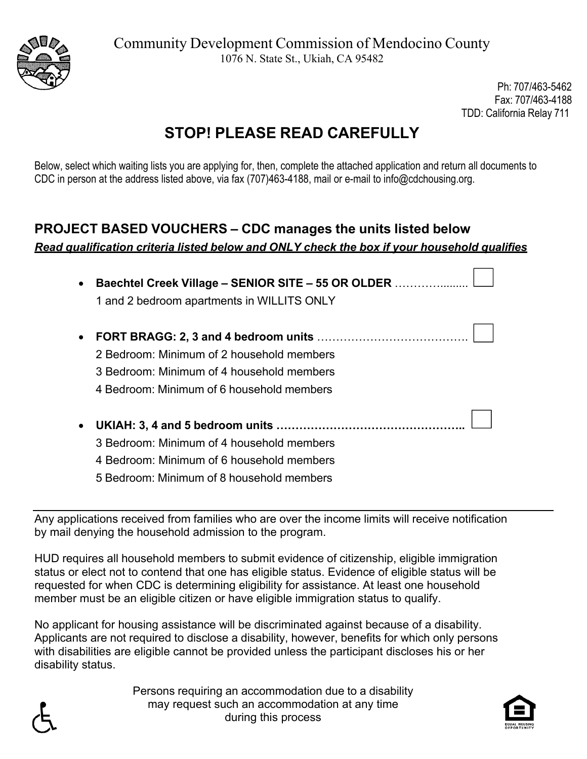Community Development Commission of Mendocino County
1076 N. State St., Ukiah, CA 95482

Ph: 707/463-5462
Fax: 707/463-4188
TDD: California Relay 711

# STOP! PLEASE READ CAREFULLY

Below, select which waiting lists you are applying for, then, complete the attached application and return all documents to CDC in person at the address listed above, via fax (707)463-4188, mail or e-mail to info@cdchousing.org.

## PROJECT BASED VOUCHERS – CDC manages the units listed below

***Read qualification criteria listed below and ONLY check the box if your household qualifies***

- **Baechtel Creek Village – SENIOR SITE – 55 OR OLDER** ………......... ☐
  1 and 2 bedroom apartments in WILLITS ONLY

- **FORT BRAGG: 2, 3 and 4 bedroom units** …………………………………. ☐
  2 Bedroom: Minimum of 2 household members
  3 Bedroom: Minimum of 4 household members
  4 Bedroom: Minimum of 6 household members

- **UKIAH: 3, 4 and 5 bedroom units ………………………………………..** ☐
  3 Bedroom: Minimum of 4 household members
  4 Bedroom: Minimum of 6 household members
  5 Bedroom: Minimum of 8 household members

---

Any applications received from families who are over the income limits will receive notification by mail denying the household admission to the program.

HUD requires all household members to submit evidence of citizenship, eligible immigration status or elect not to contend that one has eligible status. Evidence of eligible status will be requested for when CDC is determining eligibility for assistance. At least one household member must be an eligible citizen or have eligible immigration status to qualify.

No applicant for housing assistance will be discriminated against because of a disability. Applicants are not required to disclose a disability, however, benefits for which only persons with disabilities are eligible cannot be provided unless the participant discloses his or her disability status.

Persons requiring an accommodation due to a disability may request such an accommodation at any time during this process

EQUAL HOUSING OPPORTUNITY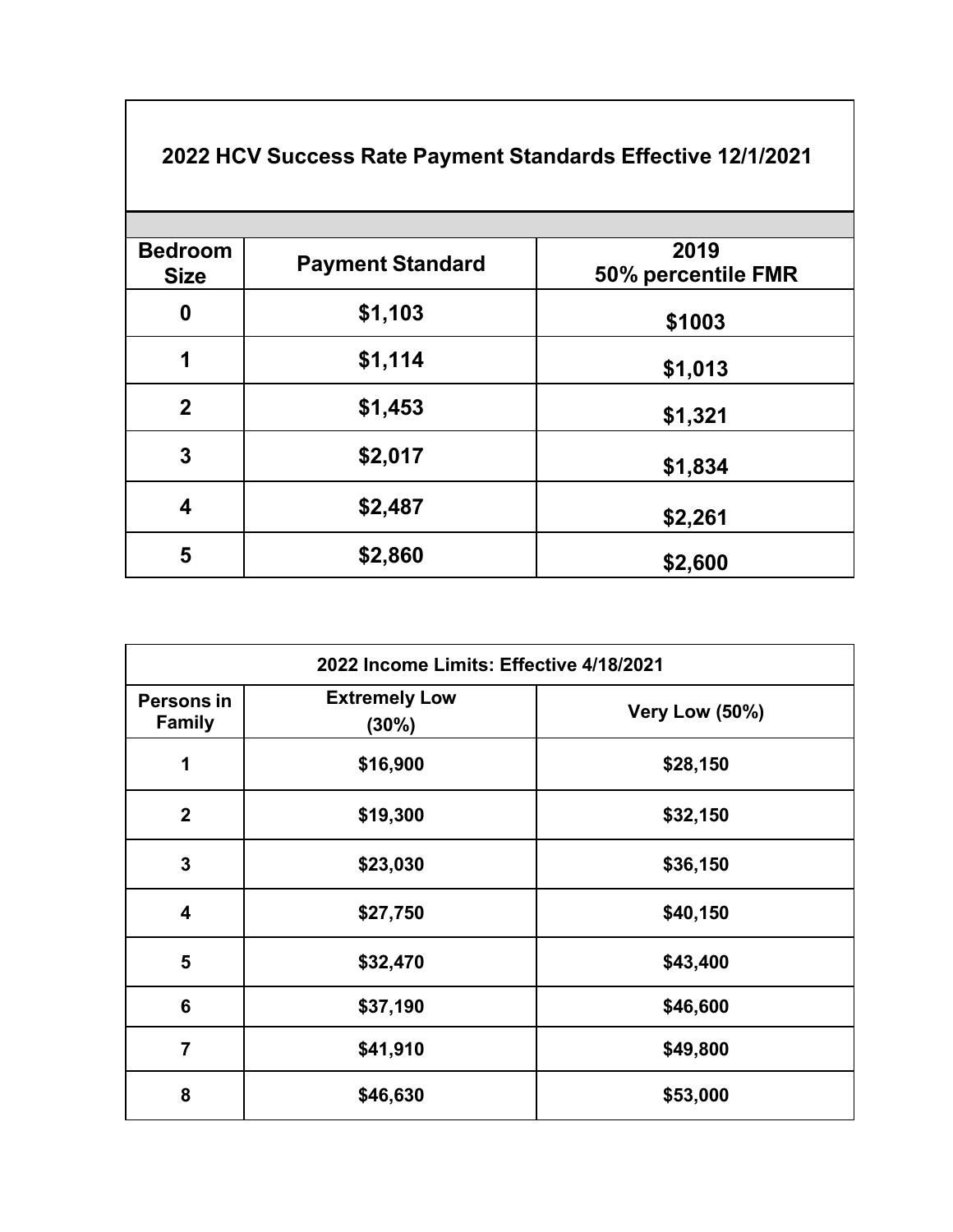| 2022 HCV Success Rate Payment Standards Effective 12/1/2021 | | |
|---|---|---|
| **Bedroom Size** | **Payment Standard** | **2019 50% percentile FMR** |
| 0 | $1,103 | $1003 |
| 1 | $1,114 | $1,013 |
| 2 | $1,453 | $1,321 |
| 3 | $2,017 | $1,834 |
| 4 | $2,487 | $2,261 |
| 5 | $2,860 | $2,600 |

| 2022 Income Limits: Effective 4/18/2021 | | |
|---|---|---|
| **Persons in Family** | **Extremely Low (30%)** | **Very Low (50%)** |
| 1 | $16,900 | $28,150 |
| 2 | $19,300 | $32,150 |
| 3 | $23,030 | $36,150 |
| 4 | $27,750 | $40,150 |
| 5 | $32,470 | $43,400 |
| 6 | $37,190 | $46,600 |
| 7 | $41,910 | $49,800 |
| 8 | $46,630 | $53,000 |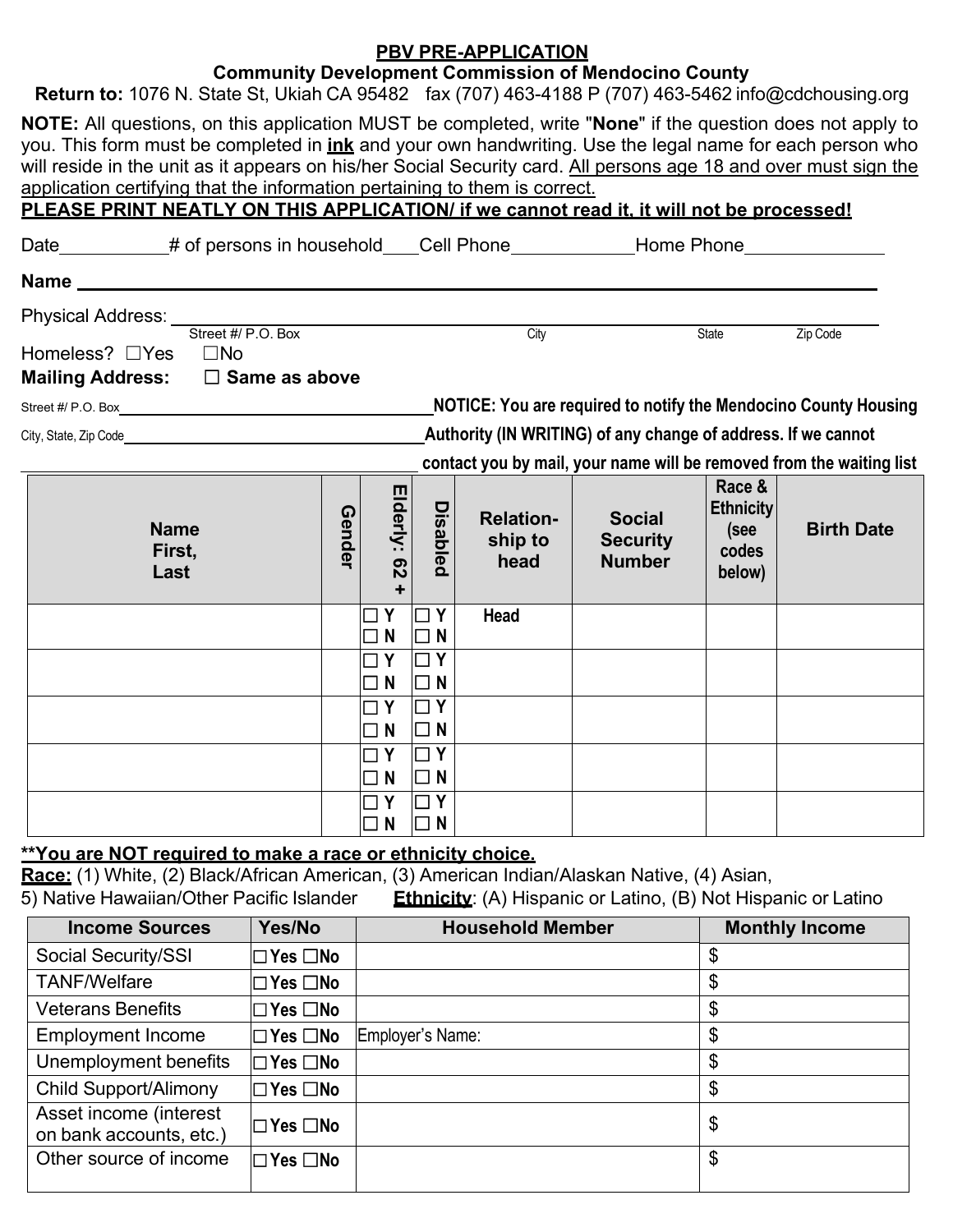## PBV PRE-APPLICATION

**Community Development Commission of Mendocino County**

**Return to:** 1076 N. State St, Ukiah CA 95482 fax (707) 463-4188 P (707) 463-5462 info@cdchousing.org

**NOTE:** All questions, on this application MUST be completed, write "**None**" if the question does not apply to you. This form must be completed in **ink** and your own handwriting. Use the legal name for each person who will reside in the unit as it appears on his/her Social Security card. All persons age 18 and over must sign the application certifying that the information pertaining to them is correct.

**PLEASE PRINT NEATLY ON THIS APPLICATION/ if we cannot read it, it will not be processed!**

Date__________ # of persons in household___ Cell Phone___________ Home Phone_____________

**Name** ________________________________________________________________

Physical Address: ________________________________________________________________
Street #/ P.O. Box City State Zip Code

Homeless? ☐Yes ☐No

**Mailing Address:** ☐ **Same as above**

Street #/ P.O. Box_________________________________

City, State, Zip Code_________________________________

**NOTICE: You are required to notify the Mendocino County Housing Authority (IN WRITING) of any change of address. If we cannot contact you by mail, your name will be removed from the waiting list**

| Name First, Last | Gender | Elderly: 62 + | Disabled | Relation-ship to head | Social Security Number | Race & Ethnicity (see codes below) | Birth Date |
|---|---|---|---|---|---|---|---|
| | | ☐ Y ☐ N | ☐ Y ☐ N | **Head** | | | |
| | | ☐ Y ☐ N | ☐ Y ☐ N | | | | |
| | | ☐ Y ☐ N | ☐ Y ☐ N | | | | |
| | | ☐ Y ☐ N | ☐ Y ☐ N | | | | |
| | | ☐ Y ☐ N | ☐ Y ☐ N | | | | |

****You are NOT required to make a race or ethnicity choice.**

**Race:** (1) White, (2) Black/African American, (3) American Indian/Alaskan Native, (4) Asian, 5) Native Hawaiian/Other Pacific Islander **Ethnicity**: (A) Hispanic or Latino, (B) Not Hispanic or Latino

| Income Sources | Yes/No | Household Member | Monthly Income |
|---|---|---|---|
| Social Security/SSI | ☐ Yes ☐No | | $ |
| TANF/Welfare | ☐ Yes ☐No | | $ |
| Veterans Benefits | ☐ Yes ☐No | | $ |
| Employment Income | ☐ Yes ☐No | Employer's Name: | $ |
| Unemployment benefits | ☐ Yes ☐No | | $ |
| Child Support/Alimony | ☐ Yes ☐No | | $ |
| Asset income (interest on bank accounts, etc.) | ☐ Yes ☐No | | $ |
| Other source of income | ☐ Yes ☐No | | $ |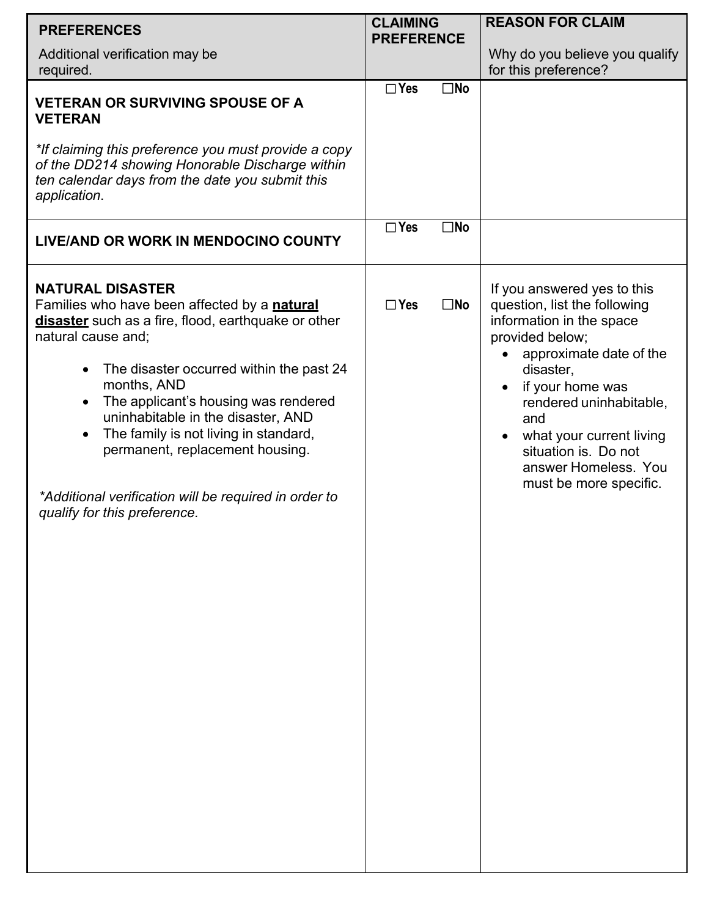| **PREFERENCES**<br><br>Additional verification may be required. | **CLAIMING PREFERENCE** | **REASON FOR CLAIM**<br><br>Why do you believe you qualify for this preference? |
|---|---|---|
| **VETERAN OR SURVIVING SPOUSE OF A VETERAN**<br><br>*\*If claiming this preference you must provide a copy of the DD214 showing Honorable Discharge within ten calendar days from the date you submit this application.* | ☐ **Yes** ☐ **No** | |
| **LIVE/AND OR WORK IN MENDOCINO COUNTY** | ☐ **Yes** ☐ **No** | |
| **NATURAL DISASTER**<br>Families who have been affected by a **natural disaster** such as a fire, flood, earthquake or other natural cause and;<br><br>• The disaster occurred within the past 24 months, AND<br>• The applicant's housing was rendered uninhabitable in the disaster, AND<br>• The family is not living in standard, permanent, replacement housing.<br><br>*\*Additional verification will be required in order to qualify for this preference.* | ☐ **Yes** ☐ **No** | If you answered yes to this question, list the following information in the space provided below;<br>• approximate date of the disaster,<br>• if your home was rendered uninhabitable, and<br>• what your current living situation is. Do not answer Homeless. You must be more specific. |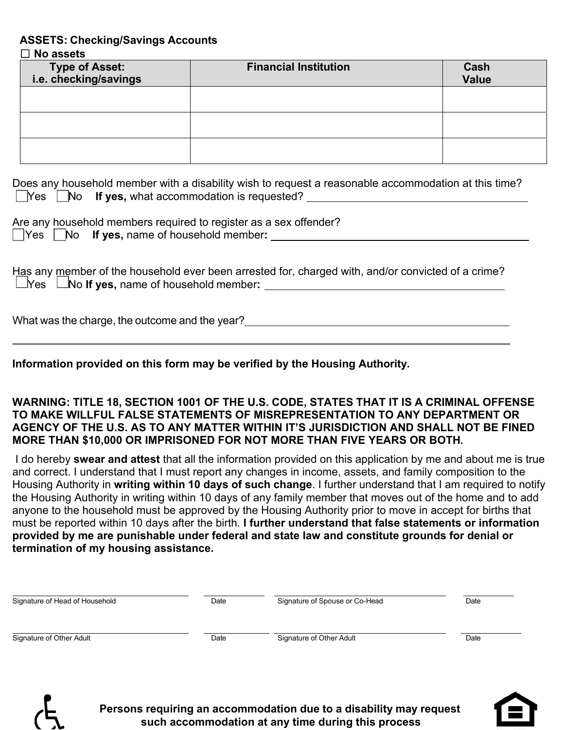**ASSETS: Checking/Savings Accounts**

☐ **No assets**

| Type of Asset: i.e. checking/savings | Financial Institution | Cash Value |
|---|---|---|
| | | |
| | | |
| | | |

Does any household member with a disability wish to request a reasonable accommodation at this time?
☐ Yes ☐ No **If yes,** what accommodation is requested? ______________________________

Are any household members required to register as a sex offender?
☐ Yes ☐ No **If yes,** name of household member**:** ______________________________

Has any member of the household ever been arrested for, charged with, and/or convicted of a crime?
☐ Yes ☐ No **If yes,** name of household member**:** ______________________________

What was the charge, the outcome and the year? ______________________________

______________________________________________________________

**Information provided on this form may be verified by the Housing Authority.**

**WARNING: TITLE 18, SECTION 1001 OF THE U.S. CODE, STATES THAT IT IS A CRIMINAL OFFENSE TO MAKE WILLFUL FALSE STATEMENTS OF MISREPRESENTATION TO ANY DEPARTMENT OR AGENCY OF THE U.S. AS TO ANY MATTER WITHIN IT'S JURISDICTION AND SHALL NOT BE FINED MORE THAN $10,000 OR IMPRISONED FOR NOT MORE THAN FIVE YEARS OR BOTH.**

I do hereby **swear and attest** that all the information provided on this application by me and about me is true and correct. I understand that I must report any changes in income, assets, and family composition to the Housing Authority in **writing within 10 days of such change**. I further understand that I am required to notify the Housing Authority in writing within 10 days of any family member that moves out of the home and to add anyone to the household must be approved by the Housing Authority prior to move in accept for births that must be reported within 10 days after the birth. **I further understand that false statements or information provided by me are punishable under federal and state law and constitute grounds for denial or termination of my housing assistance.**

______________________________ ________ ______________________________ ________
Signature of Head of Household Date Signature of Spouse or Co-Head Date

______________________________ ________ ______________________________ ________
Signature of Other Adult Date Signature of Other Adult Date

**Persons requiring an accommodation due to a disability may request such accommodation at any time during this process**